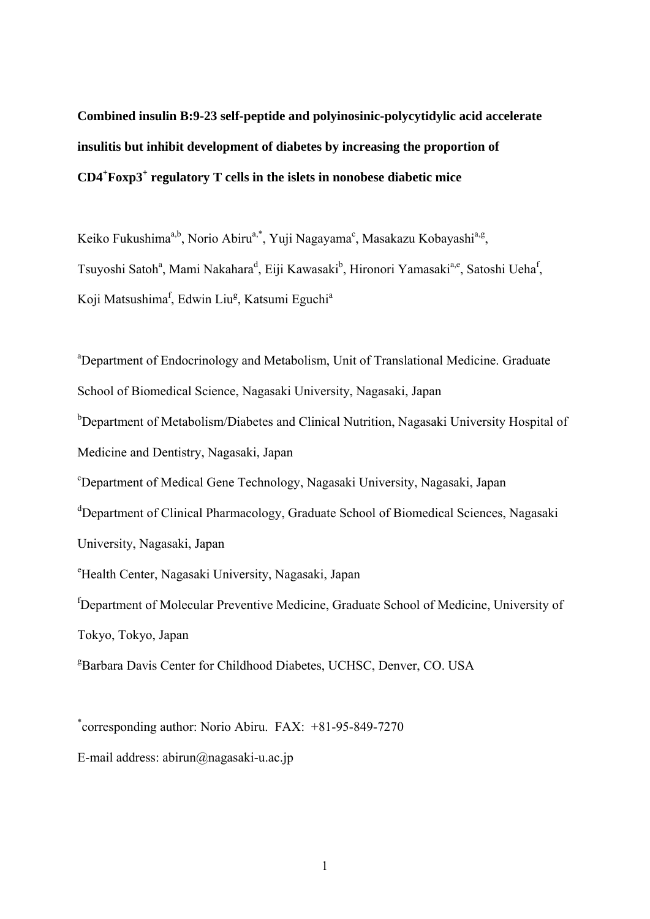# Combined insulin B:9-23 self-peptide and polyinosinic-polycytidylic acid accelerate insulitis but inhibit development of diabetes by increasing the proportion of CD4$^{+}$Foxp3$^{+}$ regulatory T cells in the islets in nonobese diabetic mice

Keiko Fukushima[a,b], Norio Abiru[a,*], Yuji Nagayama[c], Masakazu Kobayashi[a,g], Tsuyoshi Satoh[a], Mami Nakahara[d], Eiji Kawasaki[b], Hironori Yamasaki[a,e], Satoshi Ueha[f], Koji Matsushima[f], Edwin Liu[g], Katsumi Eguchi[a]

[a]Department of Endocrinology and Metabolism, Unit of Translational Medicine. Graduate School of Biomedical Science, Nagasaki University, Nagasaki, Japan

[b]Department of Metabolism/Diabetes and Clinical Nutrition, Nagasaki University Hospital of Medicine and Dentistry, Nagasaki, Japan

[c]Department of Medical Gene Technology, Nagasaki University, Nagasaki, Japan

[d]Department of Clinical Pharmacology, Graduate School of Biomedical Sciences, Nagasaki University, Nagasaki, Japan

[e]Health Center, Nagasaki University, Nagasaki, Japan

[f]Department of Molecular Preventive Medicine, Graduate School of Medicine, University of Tokyo, Tokyo, Japan

[g]Barbara Davis Center for Childhood Diabetes, UCHSC, Denver, CO. USA

[*]corresponding author: Norio Abiru. FAX: +81-95-849-7270

E-mail address: abirun@nagasaki-u.ac.jp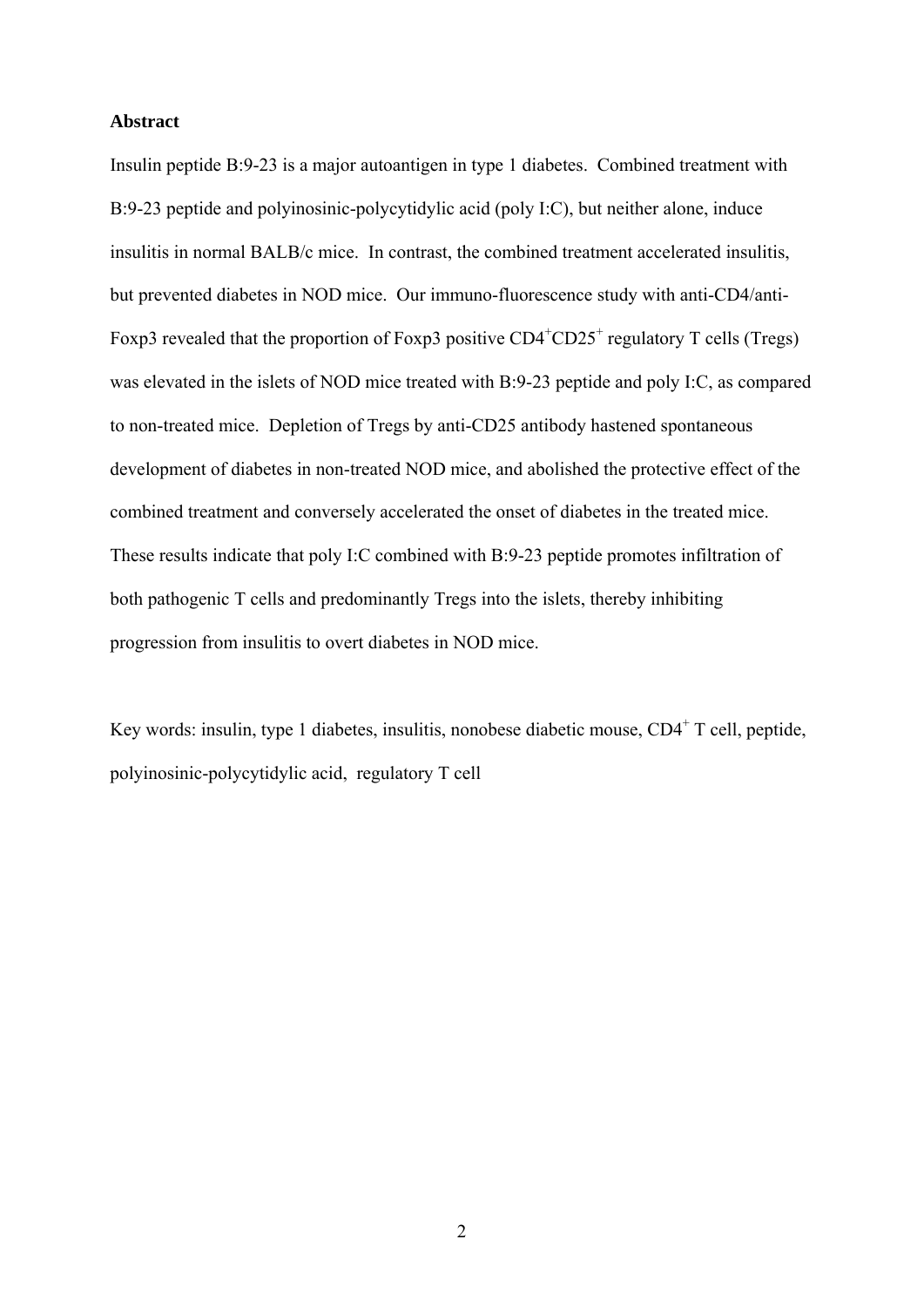## Abstract

Insulin peptide B:9-23 is a major autoantigen in type 1 diabetes. Combined treatment with B:9-23 peptide and polyinosinic-polycytidylic acid (poly I:C), but neither alone, induce insulitis in normal BALB/c mice. In contrast, the combined treatment accelerated insulitis, but prevented diabetes in NOD mice. Our immuno-fluorescence study with anti-CD4/anti-Foxp3 revealed that the proportion of Foxp3 positive $CD4^{+}CD25^{+}$ regulatory T cells (Tregs) was elevated in the islets of NOD mice treated with B:9-23 peptide and poly I:C, as compared to non-treated mice. Depletion of Tregs by anti-CD25 antibody hastened spontaneous development of diabetes in non-treated NOD mice, and abolished the protective effect of the combined treatment and conversely accelerated the onset of diabetes in the treated mice. These results indicate that poly I:C combined with B:9-23 peptide promotes infiltration of both pathogenic T cells and predominantly Tregs into the islets, thereby inhibiting progression from insulitis to overt diabetes in NOD mice.

Key words: insulin, type 1 diabetes, insulitis, nonobese diabetic mouse, $CD4^{+}$ T cell, peptide, polyinosinic-polycytidylic acid, regulatory T cell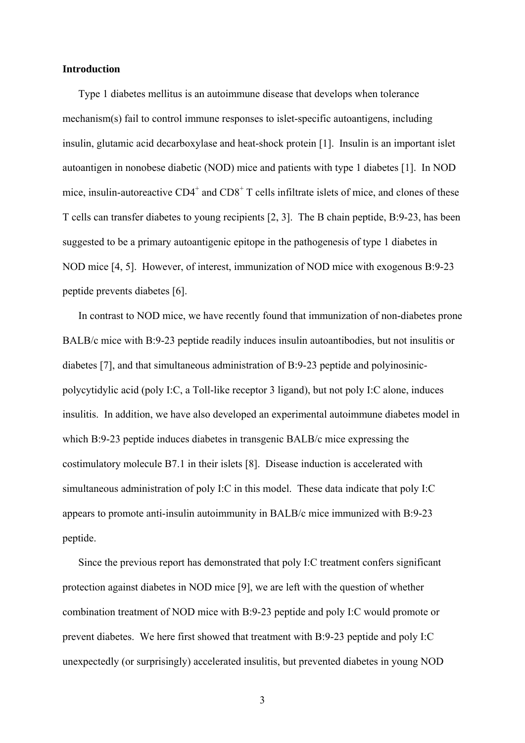## Introduction

Type 1 diabetes mellitus is an autoimmune disease that develops when tolerance mechanism(s) fail to control immune responses to islet-specific autoantigens, including insulin, glutamic acid decarboxylase and heat-shock protein [1]. Insulin is an important islet autoantigen in nonobese diabetic (NOD) mice and patients with type 1 diabetes [1]. In NOD mice, insulin-autoreactive $CD4^+$ and $CD8^+$ T cells infiltrate islets of mice, and clones of these T cells can transfer diabetes to young recipients [2, 3]. The B chain peptide, B:9-23, has been suggested to be a primary autoantigenic epitope in the pathogenesis of type 1 diabetes in NOD mice [4, 5]. However, of interest, immunization of NOD mice with exogenous B:9-23 peptide prevents diabetes [6].

In contrast to NOD mice, we have recently found that immunization of non-diabetes prone BALB/c mice with B:9-23 peptide readily induces insulin autoantibodies, but not insulitis or diabetes [7], and that simultaneous administration of B:9-23 peptide and polyinosinic-polycytidylic acid (poly I:C, a Toll-like receptor 3 ligand), but not poly I:C alone, induces insulitis. In addition, we have also developed an experimental autoimmune diabetes model in which B:9-23 peptide induces diabetes in transgenic BALB/c mice expressing the costimulatory molecule B7.1 in their islets [8]. Disease induction is accelerated with simultaneous administration of poly I:C in this model. These data indicate that poly I:C appears to promote anti-insulin autoimmunity in BALB/c mice immunized with B:9-23 peptide.

Since the previous report has demonstrated that poly I:C treatment confers significant protection against diabetes in NOD mice [9], we are left with the question of whether combination treatment of NOD mice with B:9-23 peptide and poly I:C would promote or prevent diabetes. We here first showed that treatment with B:9-23 peptide and poly I:C unexpectedly (or surprisingly) accelerated insulitis, but prevented diabetes in young NOD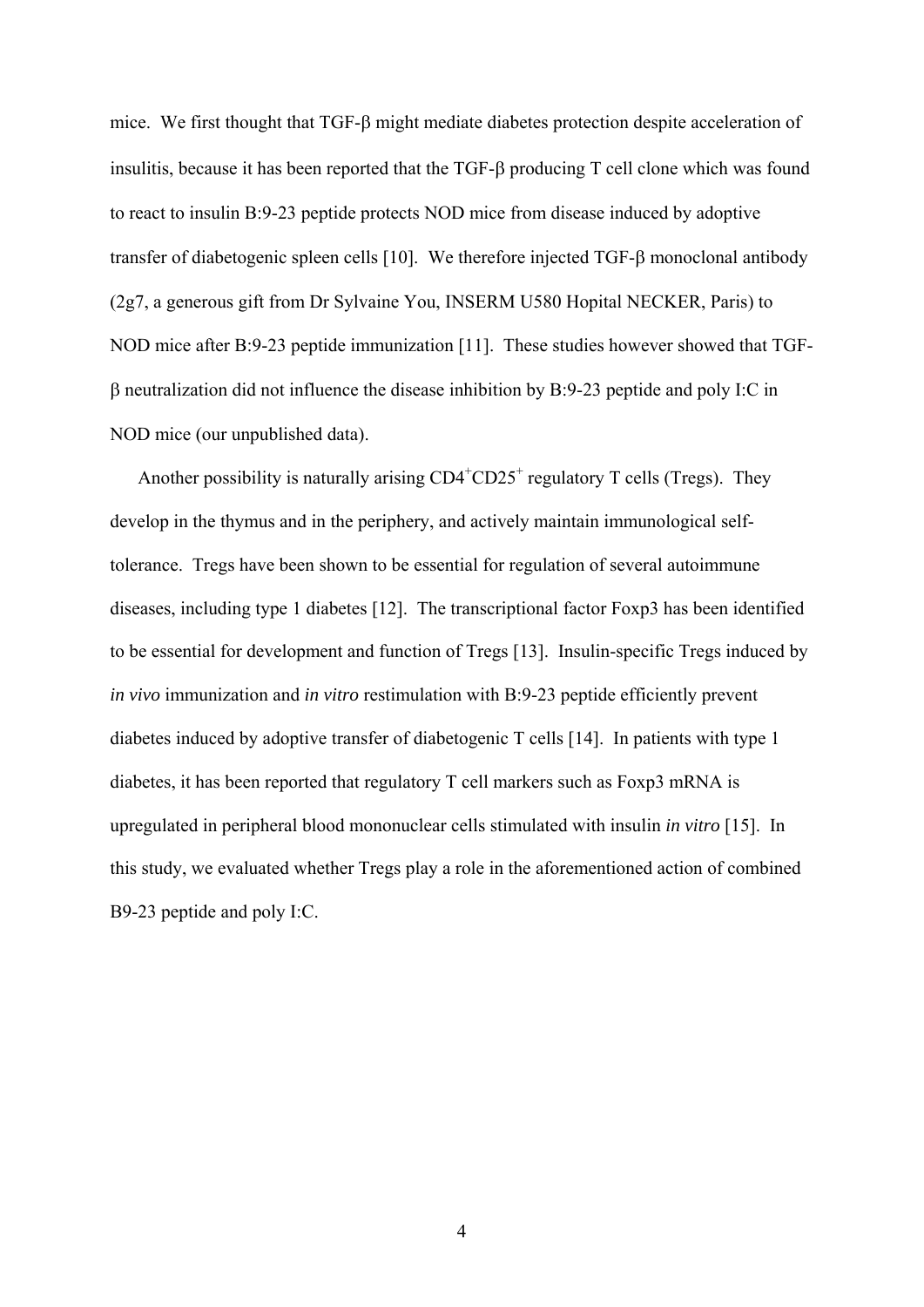mice. We first thought that TGF-β might mediate diabetes protection despite acceleration of insulitis, because it has been reported that the TGF-β producing T cell clone which was found to react to insulin B:9-23 peptide protects NOD mice from disease induced by adoptive transfer of diabetogenic spleen cells [10]. We therefore injected TGF-β monoclonal antibody (2g7, a generous gift from Dr Sylvaine You, INSERM U580 Hopital NECKER, Paris) to NOD mice after B:9-23 peptide immunization [11]. These studies however showed that TGF-β neutralization did not influence the disease inhibition by B:9-23 peptide and poly I:C in NOD mice (our unpublished data).

Another possibility is naturally arising $CD4^+CD25^+$ regulatory T cells (Tregs). They develop in the thymus and in the periphery, and actively maintain immunological self-tolerance. Tregs have been shown to be essential for regulation of several autoimmune diseases, including type 1 diabetes [12]. The transcriptional factor Foxp3 has been identified to be essential for development and function of Tregs [13]. Insulin-specific Tregs induced by *in vivo* immunization and *in vitro* restimulation with B:9-23 peptide efficiently prevent diabetes induced by adoptive transfer of diabetogenic T cells [14]. In patients with type 1 diabetes, it has been reported that regulatory T cell markers such as Foxp3 mRNA is upregulated in peripheral blood mononuclear cells stimulated with insulin *in vitro* [15]. In this study, we evaluated whether Tregs play a role in the aforementioned action of combined B9-23 peptide and poly I:C.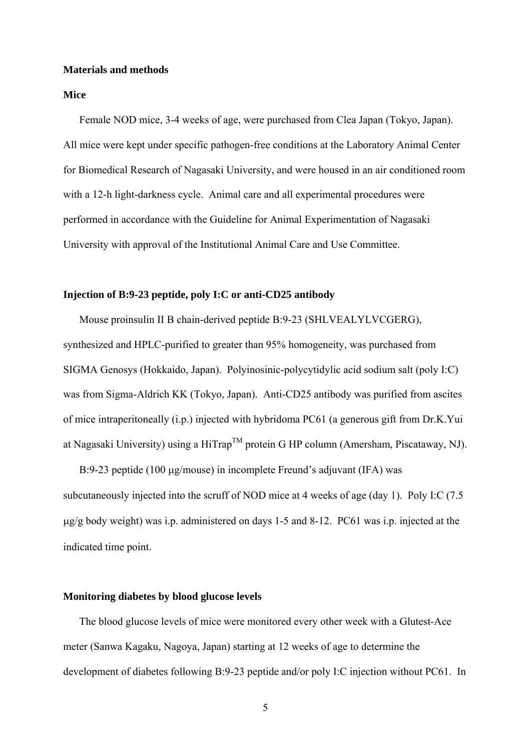## Materials and methods

### Mice

Female NOD mice, 3-4 weeks of age, were purchased from Clea Japan (Tokyo, Japan). All mice were kept under specific pathogen-free conditions at the Laboratory Animal Center for Biomedical Research of Nagasaki University, and were housed in an air conditioned room with a 12-h light-darkness cycle. Animal care and all experimental procedures were performed in accordance with the Guideline for Animal Experimentation of Nagasaki University with approval of the Institutional Animal Care and Use Committee.

### Injection of B:9-23 peptide, poly I:C or anti-CD25 antibody

Mouse proinsulin II B chain-derived peptide B:9-23 (SHLVEALYLVCGERG), synthesized and HPLC-purified to greater than 95% homogeneity, was purchased from SIGMA Genosys (Hokkaido, Japan). Polyinosinic-polycytidylic acid sodium salt (poly I:C) was from Sigma-Aldrich KK (Tokyo, Japan). Anti-CD25 antibody was purified from ascites of mice intraperitoneally (i.p.) injected with hybridoma PC61 (a generous gift from Dr.K.Yui at Nagasaki University) using a HiTrap™ protein G HP column (Amersham, Piscataway, NJ).

B:9-23 peptide (100 μg/mouse) in incomplete Freund's adjuvant (IFA) was subcutaneously injected into the scruff of NOD mice at 4 weeks of age (day 1). Poly I:C (7.5 μg/g body weight) was i.p. administered on days 1-5 and 8-12. PC61 was i.p. injected at the indicated time point.

### Monitoring diabetes by blood glucose levels

The blood glucose levels of mice were monitored every other week with a Glutest-Ace meter (Sanwa Kagaku, Nagoya, Japan) starting at 12 weeks of age to determine the development of diabetes following B:9-23 peptide and/or poly I:C injection without PC61. In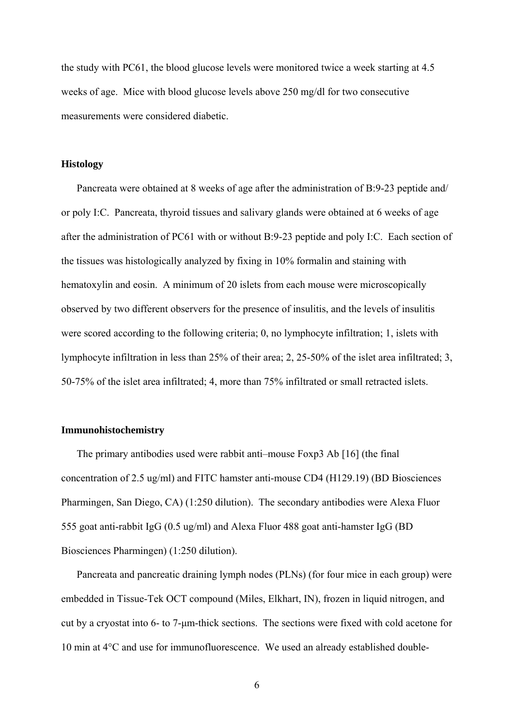the study with PC61, the blood glucose levels were monitored twice a week starting at 4.5 weeks of age. Mice with blood glucose levels above 250 mg/dl for two consecutive measurements were considered diabetic.

**Histology**

Pancreata were obtained at 8 weeks of age after the administration of B:9-23 peptide and/ or poly I:C. Pancreata, thyroid tissues and salivary glands were obtained at 6 weeks of age after the administration of PC61 with or without B:9-23 peptide and poly I:C. Each section of the tissues was histologically analyzed by fixing in 10% formalin and staining with hematoxylin and eosin. A minimum of 20 islets from each mouse were microscopically observed by two different observers for the presence of insulitis, and the levels of insulitis were scored according to the following criteria; 0, no lymphocyte infiltration; 1, islets with lymphocyte infiltration in less than 25% of their area; 2, 25-50% of the islet area infiltrated; 3, 50-75% of the islet area infiltrated; 4, more than 75% infiltrated or small retracted islets.

**Immunohistochemistry**

The primary antibodies used were rabbit anti–mouse Foxp3 Ab [16] (the final concentration of 2.5 ug/ml) and FITC hamster anti-mouse CD4 (H129.19) (BD Biosciences Pharmingen, San Diego, CA) (1:250 dilution). The secondary antibodies were Alexa Fluor 555 goat anti-rabbit IgG (0.5 ug/ml) and Alexa Fluor 488 goat anti-hamster IgG (BD Biosciences Pharmingen) (1:250 dilution).

Pancreata and pancreatic draining lymph nodes (PLNs) (for four mice in each group) were embedded in Tissue-Tek OCT compound (Miles, Elkhart, IN), frozen in liquid nitrogen, and cut by a cryostat into 6- to 7-μm-thick sections. The sections were fixed with cold acetone for 10 min at 4°C and use for immunofluorescence. We used an already established double-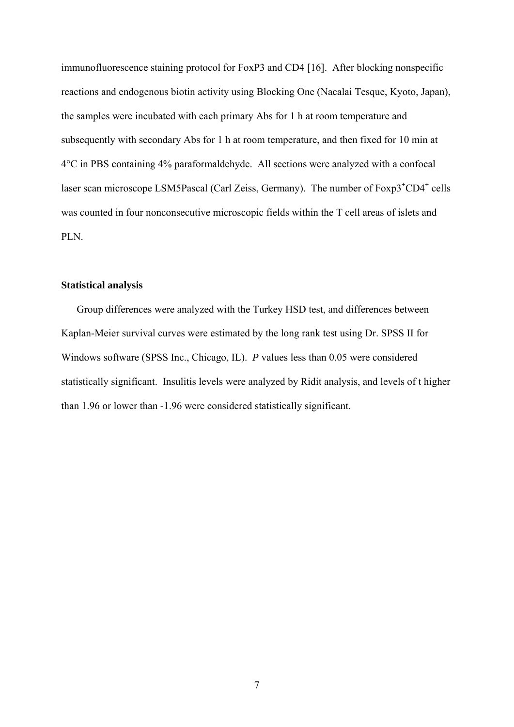immunofluorescence staining protocol for FoxP3 and CD4 [16]. After blocking nonspecific reactions and endogenous biotin activity using Blocking One (Nacalai Tesque, Kyoto, Japan), the samples were incubated with each primary Abs for 1 h at room temperature and subsequently with secondary Abs for 1 h at room temperature, and then fixed for 10 min at 4°C in PBS containing 4% paraformaldehyde. All sections were analyzed with a confocal laser scan microscope LSM5Pascal (Carl Zeiss, Germany). The number of Foxp3$^{+}$CD4$^{+}$ cells was counted in four nonconsecutive microscopic fields within the T cell areas of islets and PLN.

### Statistical analysis

Group differences were analyzed with the Turkey HSD test, and differences between Kaplan-Meier survival curves were estimated by the long rank test using Dr. SPSS II for Windows software (SPSS Inc., Chicago, IL). *P* values less than 0.05 were considered statistically significant. Insulitis levels were analyzed by Ridit analysis, and levels of t higher than 1.96 or lower than -1.96 were considered statistically significant.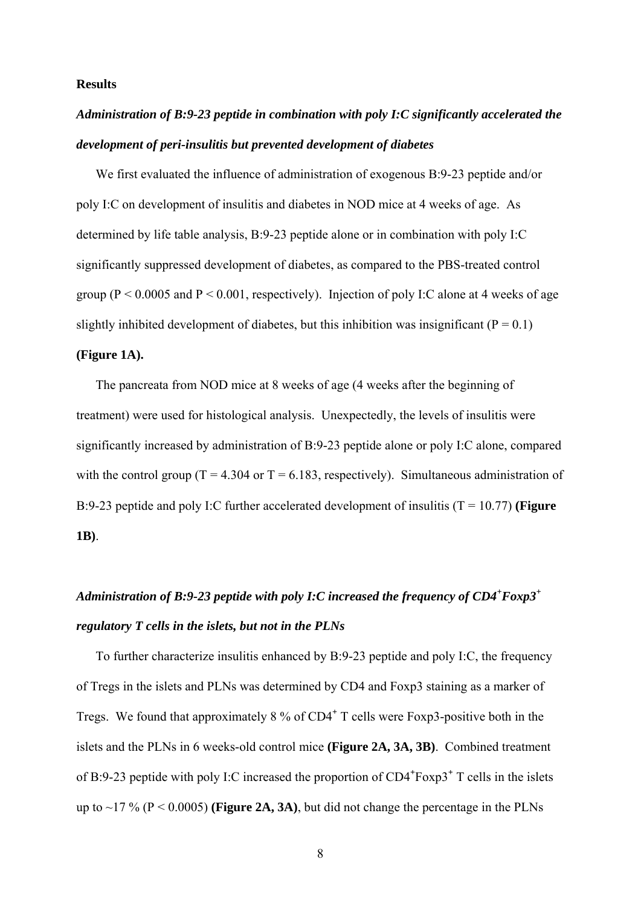**Results**

***Administration of B:9-23 peptide in combination with poly I:C significantly accelerated the development of peri-insulitis but prevented development of diabetes***

We first evaluated the influence of administration of exogenous B:9-23 peptide and/or poly I:C on development of insulitis and diabetes in NOD mice at 4 weeks of age. As determined by life table analysis, B:9-23 peptide alone or in combination with poly I:C significantly suppressed development of diabetes, as compared to the PBS-treated control group ($P < 0.0005$ and $P < 0.001$, respectively). Injection of poly I:C alone at 4 weeks of age slightly inhibited development of diabetes, but this inhibition was insignificant ($P = 0.1$) **(Figure 1A).**

The pancreata from NOD mice at 8 weeks of age (4 weeks after the beginning of treatment) were used for histological analysis. Unexpectedly, the levels of insulitis were significantly increased by administration of B:9-23 peptide alone or poly I:C alone, compared with the control group ($T = 4.304$ or $T = 6.183$, respectively). Simultaneous administration of B:9-23 peptide and poly I:C further accelerated development of insulitis ($T = 10.77$) **(Figure 1B)**.

***Administration of B:9-23 peptide with poly I:C increased the frequency of CD4$^+$Foxp3$^+$ regulatory T cells in the islets, but not in the PLNs***

To further characterize insulitis enhanced by B:9-23 peptide and poly I:C, the frequency of Tregs in the islets and PLNs was determined by CD4 and Foxp3 staining as a marker of Tregs. We found that approximately 8 % of CD4$^+$ T cells were Foxp3-positive both in the islets and the PLNs in 6 weeks-old control mice **(Figure 2A, 3A, 3B)**. Combined treatment of B:9-23 peptide with poly I:C increased the proportion of CD4$^+$Foxp3$^+$ T cells in the islets up to ~17 % ($P < 0.0005$) **(Figure 2A, 3A)**, but did not change the percentage in the PLNs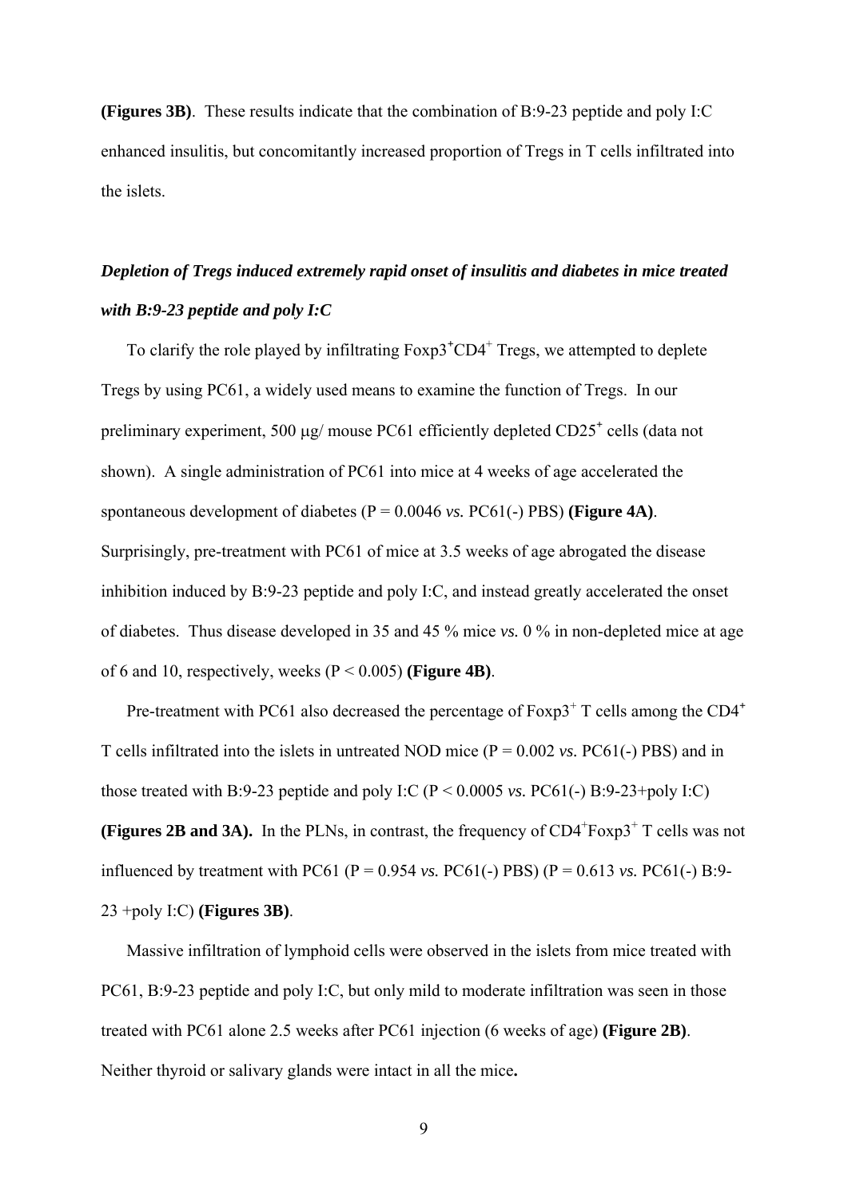**(Figures 3B)**. These results indicate that the combination of B:9-23 peptide and poly I:C enhanced insulitis, but concomitantly increased proportion of Tregs in T cells infiltrated into the islets.

### *Depletion of Tregs induced extremely rapid onset of insulitis and diabetes in mice treated with B:9-23 peptide and poly I:C*

To clarify the role played by infiltrating $Foxp3^{+}CD4^{+}$ Tregs, we attempted to deplete Tregs by using PC61, a widely used means to examine the function of Tregs. In our preliminary experiment, 500 μg/ mouse PC61 efficiently depleted $CD25^{+}$ cells (data not shown). A single administration of PC61 into mice at 4 weeks of age accelerated the spontaneous development of diabetes ($P = 0.0046$ *vs.* PC61(-) PBS) **(Figure 4A)**. Surprisingly, pre-treatment with PC61 of mice at 3.5 weeks of age abrogated the disease inhibition induced by B:9-23 peptide and poly I:C, and instead greatly accelerated the onset of diabetes. Thus disease developed in 35 and 45 % mice *vs.* 0 % in non-depleted mice at age of 6 and 10, respectively, weeks ($P < 0.005$) **(Figure 4B)**.

Pre-treatment with PC61 also decreased the percentage of $Foxp3^{+}$ T cells among the $CD4^{+}$ T cells infiltrated into the islets in untreated NOD mice ($P = 0.002$ *vs.* PC61(-) PBS) and in those treated with B:9-23 peptide and poly I:C ($P < 0.0005$ *vs.* PC61(-) B:9-23+poly I:C) **(Figures 2B and 3A).** In the PLNs, in contrast, the frequency of $CD4^{+}Foxp3^{+}$ T cells was not influenced by treatment with PC61 ($P = 0.954$ *vs.* PC61(-) PBS) ($P = 0.613$ *vs.* PC61(-) B:9-23 +poly I:C) **(Figures 3B)**.

Massive infiltration of lymphoid cells were observed in the islets from mice treated with PC61, B:9-23 peptide and poly I:C, but only mild to moderate infiltration was seen in those treated with PC61 alone 2.5 weeks after PC61 injection (6 weeks of age) **(Figure 2B)**. Neither thyroid or salivary glands were intact in all the mice**.**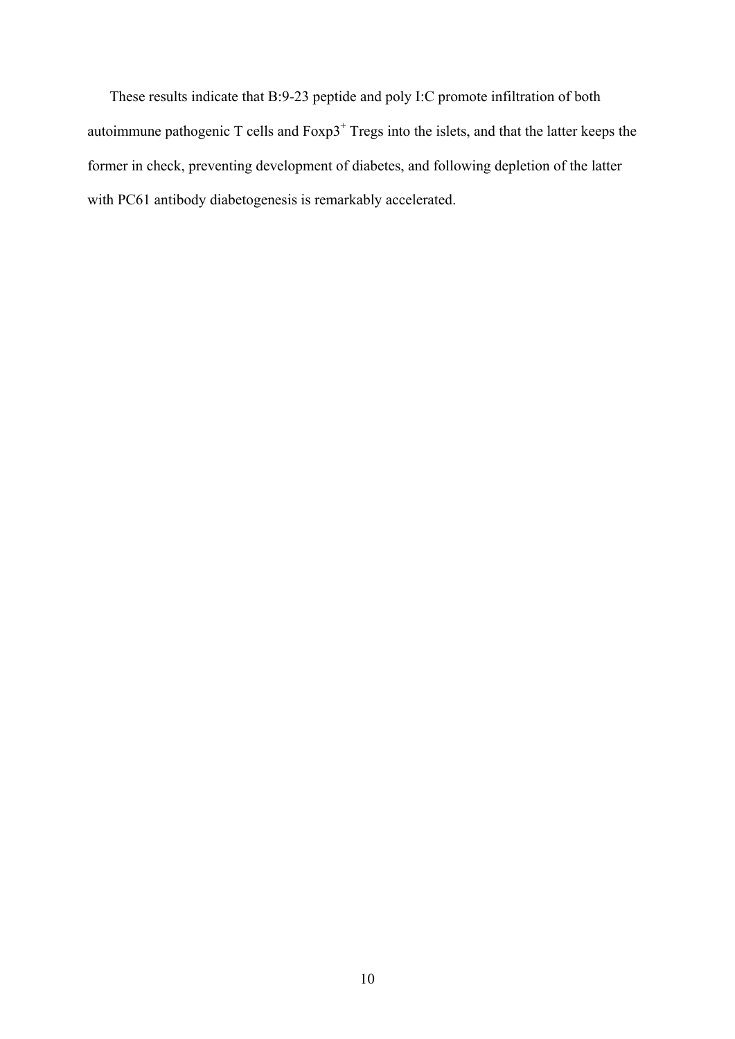These results indicate that B:9-23 peptide and poly I:C promote infiltration of both autoimmune pathogenic T cells and $Foxp3^+$ Tregs into the islets, and that the latter keeps the former in check, preventing development of diabetes, and following depletion of the latter with PC61 antibody diabetogenesis is remarkably accelerated.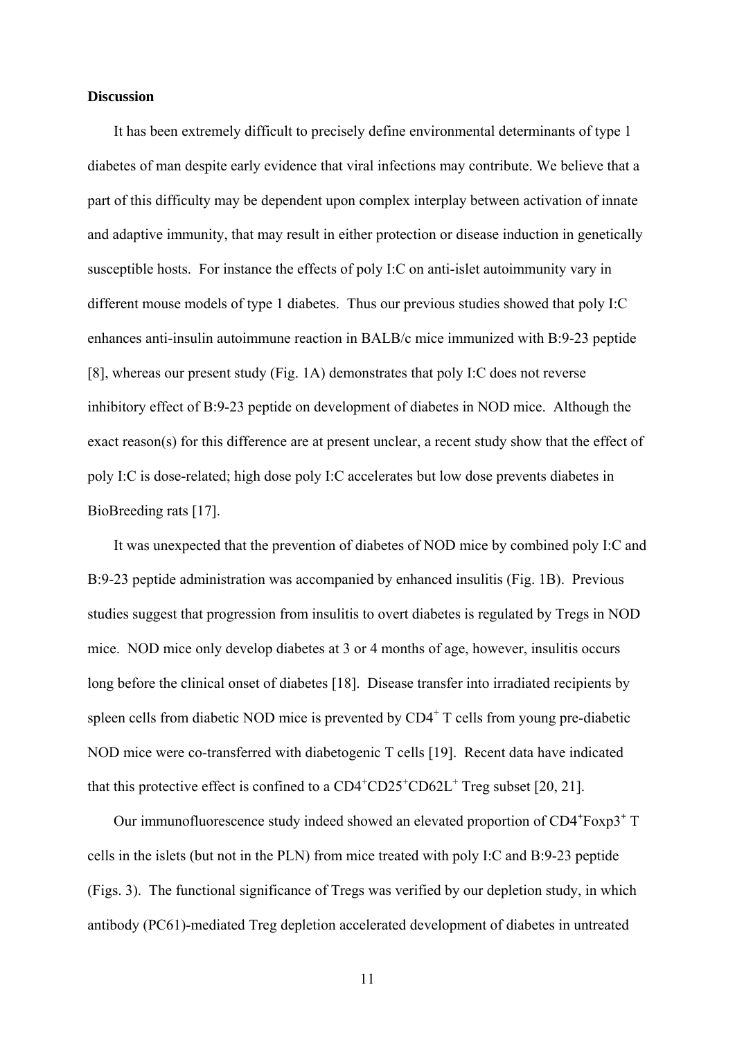**Discussion**

It has been extremely difficult to precisely define environmental determinants of type 1 diabetes of man despite early evidence that viral infections may contribute. We believe that a part of this difficulty may be dependent upon complex interplay between activation of innate and adaptive immunity, that may result in either protection or disease induction in genetically susceptible hosts. For instance the effects of poly I:C on anti-islet autoimmunity vary in different mouse models of type 1 diabetes. Thus our previous studies showed that poly I:C enhances anti-insulin autoimmune reaction in BALB/c mice immunized with B:9-23 peptide [8], whereas our present study (Fig. 1A) demonstrates that poly I:C does not reverse inhibitory effect of B:9-23 peptide on development of diabetes in NOD mice. Although the exact reason(s) for this difference are at present unclear, a recent study show that the effect of poly I:C is dose-related; high dose poly I:C accelerates but low dose prevents diabetes in BioBreeding rats [17].

It was unexpected that the prevention of diabetes of NOD mice by combined poly I:C and B:9-23 peptide administration was accompanied by enhanced insulitis (Fig. 1B). Previous studies suggest that progression from insulitis to overt diabetes is regulated by Tregs in NOD mice. NOD mice only develop diabetes at 3 or 4 months of age, however, insulitis occurs long before the clinical onset of diabetes [18]. Disease transfer into irradiated recipients by spleen cells from diabetic NOD mice is prevented by $CD4^+$ T cells from young pre-diabetic NOD mice were co-transferred with diabetogenic T cells [19]. Recent data have indicated that this protective effect is confined to a $CD4^+CD25^+CD62L^+$ Treg subset [20, 21].

Our immunofluorescence study indeed showed an elevated proportion of $CD4^+Foxp3^+$ T cells in the islets (but not in the PLN) from mice treated with poly I:C and B:9-23 peptide (Figs. 3). The functional significance of Tregs was verified by our depletion study, in which antibody (PC61)-mediated Treg depletion accelerated development of diabetes in untreated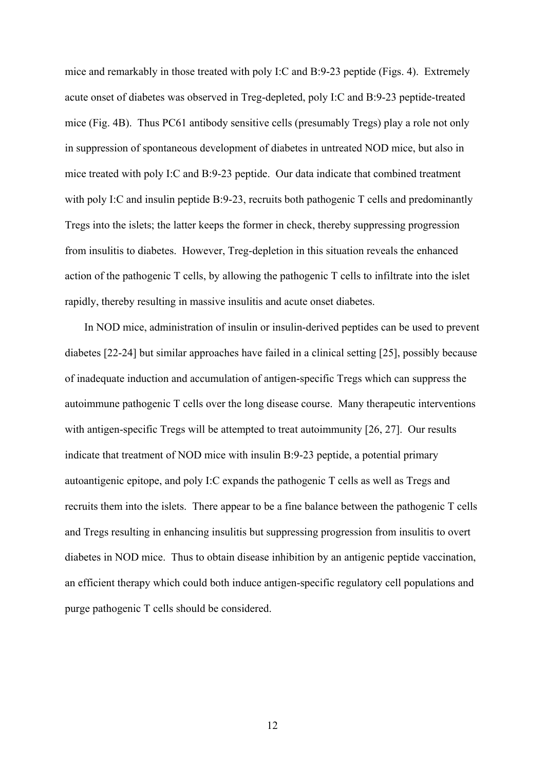mice and remarkably in those treated with poly I:C and B:9-23 peptide (Figs. 4). Extremely acute onset of diabetes was observed in Treg-depleted, poly I:C and B:9-23 peptide-treated mice (Fig. 4B). Thus PC61 antibody sensitive cells (presumably Tregs) play a role not only in suppression of spontaneous development of diabetes in untreated NOD mice, but also in mice treated with poly I:C and B:9-23 peptide. Our data indicate that combined treatment with poly I:C and insulin peptide B:9-23, recruits both pathogenic T cells and predominantly Tregs into the islets; the latter keeps the former in check, thereby suppressing progression from insulitis to diabetes. However, Treg-depletion in this situation reveals the enhanced action of the pathogenic T cells, by allowing the pathogenic T cells to infiltrate into the islet rapidly, thereby resulting in massive insulitis and acute onset diabetes.

In NOD mice, administration of insulin or insulin-derived peptides can be used to prevent diabetes [22-24] but similar approaches have failed in a clinical setting [25], possibly because of inadequate induction and accumulation of antigen-specific Tregs which can suppress the autoimmune pathogenic T cells over the long disease course. Many therapeutic interventions with antigen-specific Tregs will be attempted to treat autoimmunity [26, 27]. Our results indicate that treatment of NOD mice with insulin B:9-23 peptide, a potential primary autoantigenic epitope, and poly I:C expands the pathogenic T cells as well as Tregs and recruits them into the islets. There appear to be a fine balance between the pathogenic T cells and Tregs resulting in enhancing insulitis but suppressing progression from insulitis to overt diabetes in NOD mice. Thus to obtain disease inhibition by an antigenic peptide vaccination, an efficient therapy which could both induce antigen-specific regulatory cell populations and purge pathogenic T cells should be considered.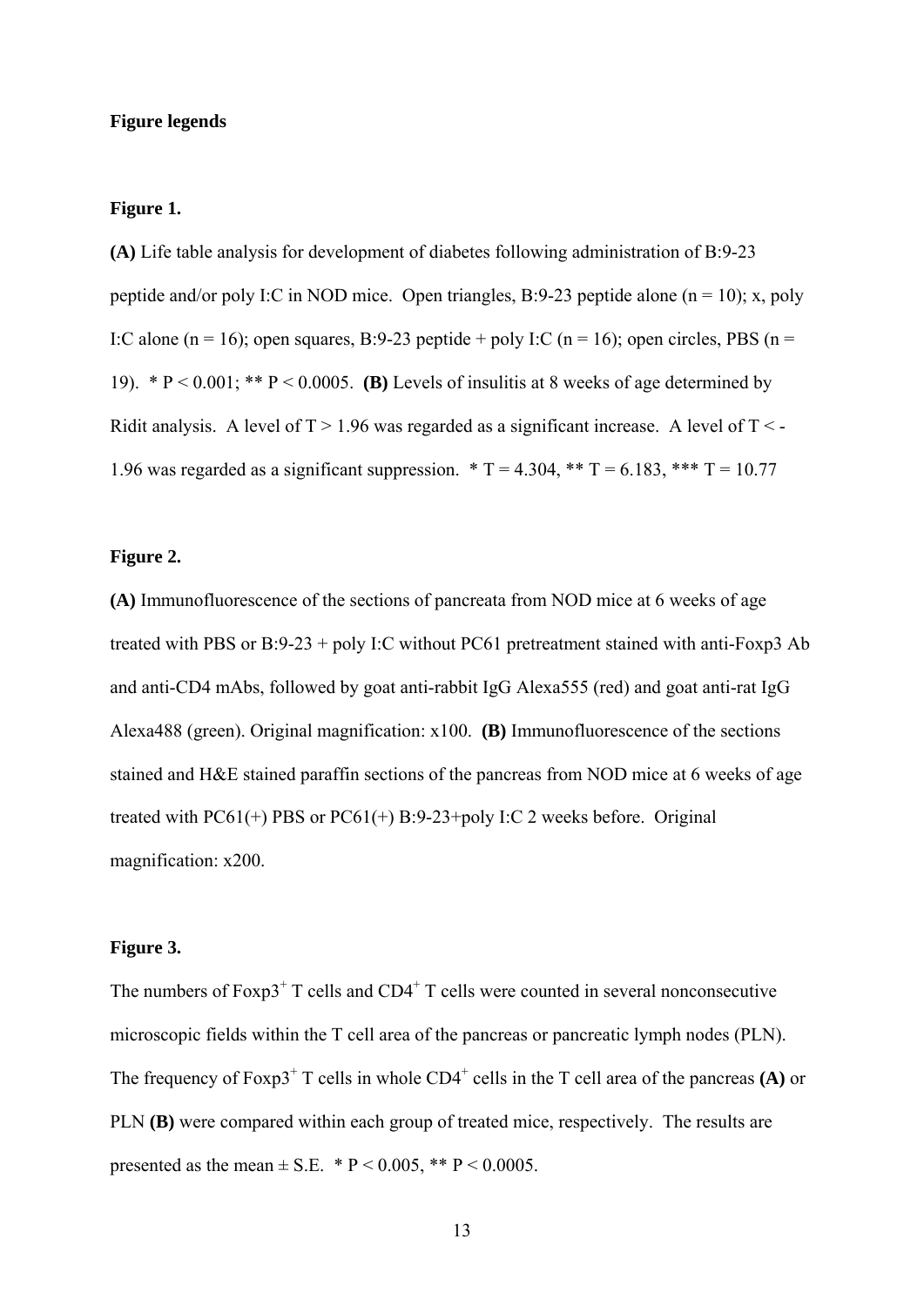**Figure legends**

**Figure 1.**

**(A)** Life table analysis for development of diabetes following administration of B:9-23 peptide and/or poly I:C in NOD mice. Open triangles, B:9-23 peptide alone ($n = 10$); x, poly I:C alone ($n = 16$); open squares, B:9-23 peptide + poly I:C ($n = 16$); open circles, PBS ($n = 19$). * $P < 0.001$; ** $P < 0.0005$. **(B)** Levels of insulitis at 8 weeks of age determined by Ridit analysis. A level of $T > 1.96$ was regarded as a significant increase. A level of $T < -1.96$ was regarded as a significant suppression. * $T = 4.304$, ** $T = 6.183$, *** $T = 10.77$

**Figure 2.**

**(A)** Immunofluorescence of the sections of pancreata from NOD mice at 6 weeks of age treated with PBS or B:9-23 + poly I:C without PC61 pretreatment stained with anti-Foxp3 Ab and anti-CD4 mAbs, followed by goat anti-rabbit IgG Alexa555 (red) and goat anti-rat IgG Alexa488 (green). Original magnification: x100. **(B)** Immunofluorescence of the sections stained and H&E stained paraffin sections of the pancreas from NOD mice at 6 weeks of age treated with PC61(+) PBS or PC61(+) B:9-23+poly I:C 2 weeks before. Original magnification: x200.

**Figure 3.**

The numbers of $Foxp3^+$ T cells and $CD4^+$ T cells were counted in several nonconsecutive microscopic fields within the T cell area of the pancreas or pancreatic lymph nodes (PLN). The frequency of $Foxp3^+$ T cells in whole $CD4^+$ cells in the T cell area of the pancreas **(A)** or PLN **(B)** were compared within each group of treated mice, respectively. The results are presented as the mean ± S.E. * $P < 0.005$, ** $P < 0.0005$.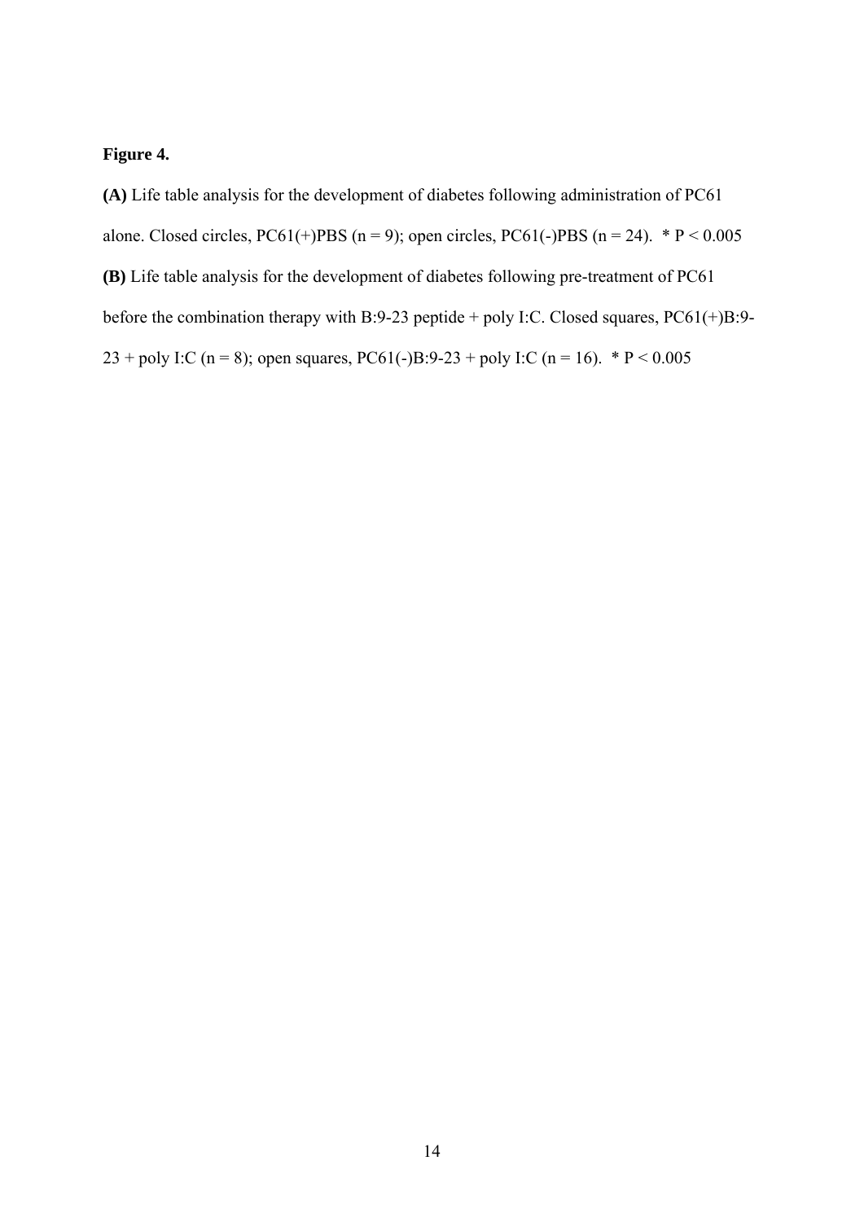**Figure 4.**

**(A)** Life table analysis for the development of diabetes following administration of PC61 alone. Closed circles, PC61(+)PBS (n = 9); open circles, PC61(-)PBS (n = 24). * $P < 0.005$

**(B)** Life table analysis for the development of diabetes following pre-treatment of PC61 before the combination therapy with B:9-23 peptide + poly I:C. Closed squares, PC61(+)B:9-23 + poly I:C (n = 8); open squares, PC61(-)B:9-23 + poly I:C (n = 16). * $P < 0.005$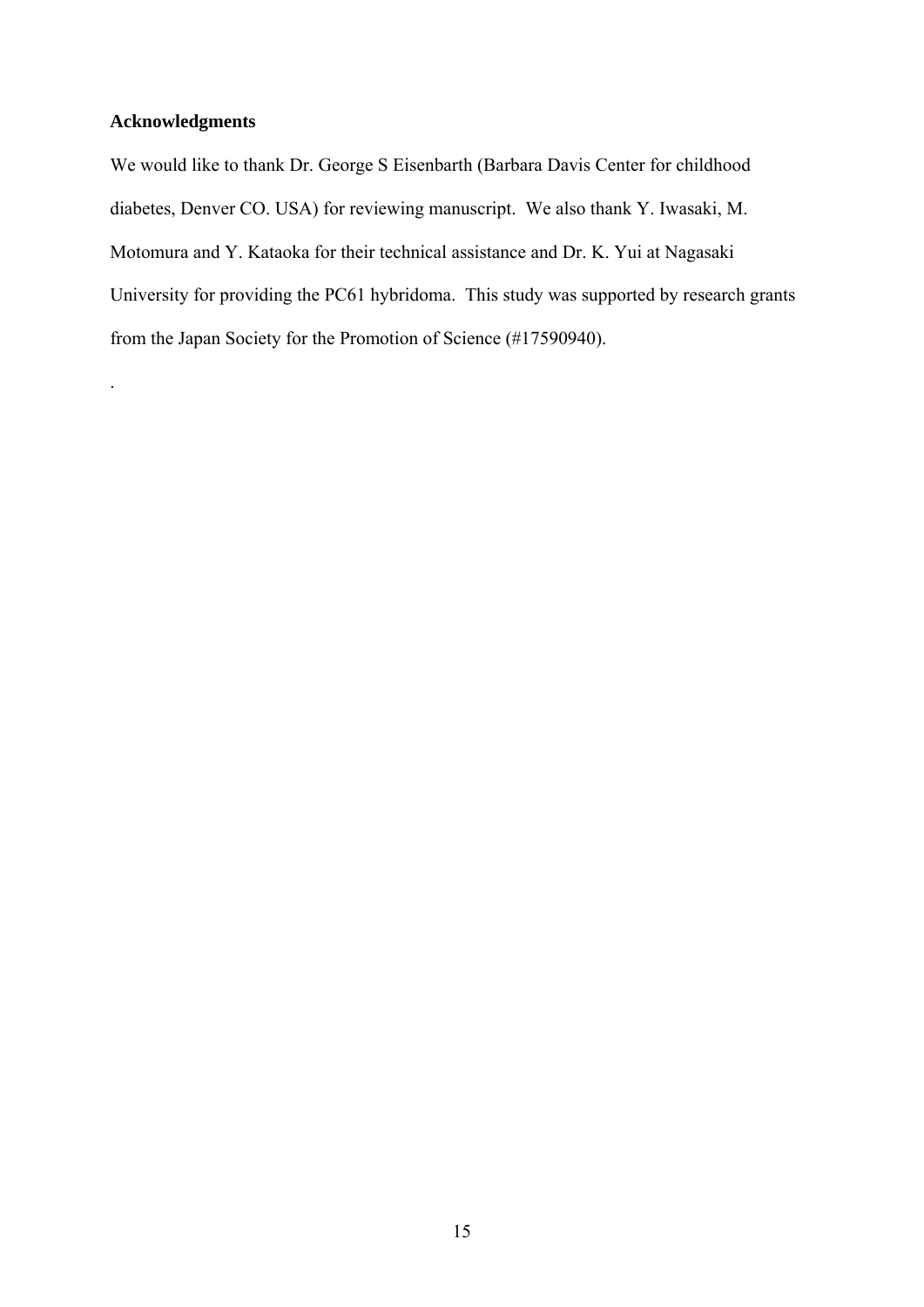**Acknowledgments**

We would like to thank Dr. George S Eisenbarth (Barbara Davis Center for childhood diabetes, Denver CO. USA) for reviewing manuscript. We also thank Y. Iwasaki, M. Motomura and Y. Kataoka for their technical assistance and Dr. K. Yui at Nagasaki University for providing the PC61 hybridoma. This study was supported by research grants from the Japan Society for the Promotion of Science (#17590940).

.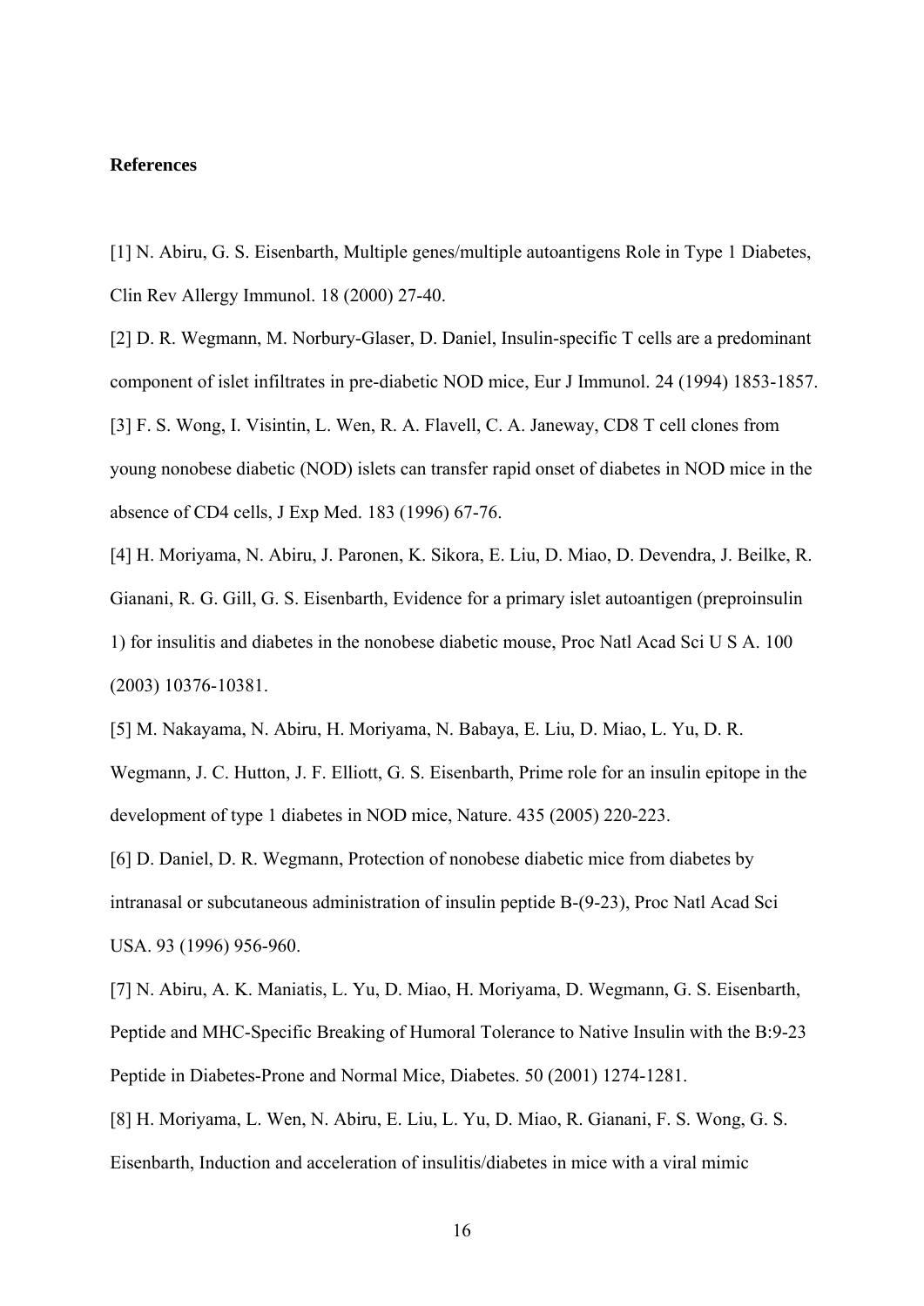**References**

[1] N. Abiru, G. S. Eisenbarth, Multiple genes/multiple autoantigens Role in Type 1 Diabetes, Clin Rev Allergy Immunol. 18 (2000) 27-40.

[2] D. R. Wegmann, M. Norbury-Glaser, D. Daniel, Insulin-specific T cells are a predominant component of islet infiltrates in pre-diabetic NOD mice, Eur J Immunol. 24 (1994) 1853-1857.

[3] F. S. Wong, I. Visintin, L. Wen, R. A. Flavell, C. A. Janeway, CD8 T cell clones from young nonobese diabetic (NOD) islets can transfer rapid onset of diabetes in NOD mice in the absence of CD4 cells, J Exp Med. 183 (1996) 67-76.

[4] H. Moriyama, N. Abiru, J. Paronen, K. Sikora, E. Liu, D. Miao, D. Devendra, J. Beilke, R. Gianani, R. G. Gill, G. S. Eisenbarth, Evidence for a primary islet autoantigen (preproinsulin 1) for insulitis and diabetes in the nonobese diabetic mouse, Proc Natl Acad Sci U S A. 100 (2003) 10376-10381.

[5] M. Nakayama, N. Abiru, H. Moriyama, N. Babaya, E. Liu, D. Miao, L. Yu, D. R. Wegmann, J. C. Hutton, J. F. Elliott, G. S. Eisenbarth, Prime role for an insulin epitope in the development of type 1 diabetes in NOD mice, Nature. 435 (2005) 220-223.

[6] D. Daniel, D. R. Wegmann, Protection of nonobese diabetic mice from diabetes by intranasal or subcutaneous administration of insulin peptide B-(9-23), Proc Natl Acad Sci USA. 93 (1996) 956-960.

[7] N. Abiru, A. K. Maniatis, L. Yu, D. Miao, H. Moriyama, D. Wegmann, G. S. Eisenbarth, Peptide and MHC-Specific Breaking of Humoral Tolerance to Native Insulin with the B:9-23 Peptide in Diabetes-Prone and Normal Mice, Diabetes. 50 (2001) 1274-1281.

[8] H. Moriyama, L. Wen, N. Abiru, E. Liu, L. Yu, D. Miao, R. Gianani, F. S. Wong, G. S. Eisenbarth, Induction and acceleration of insulitis/diabetes in mice with a viral mimic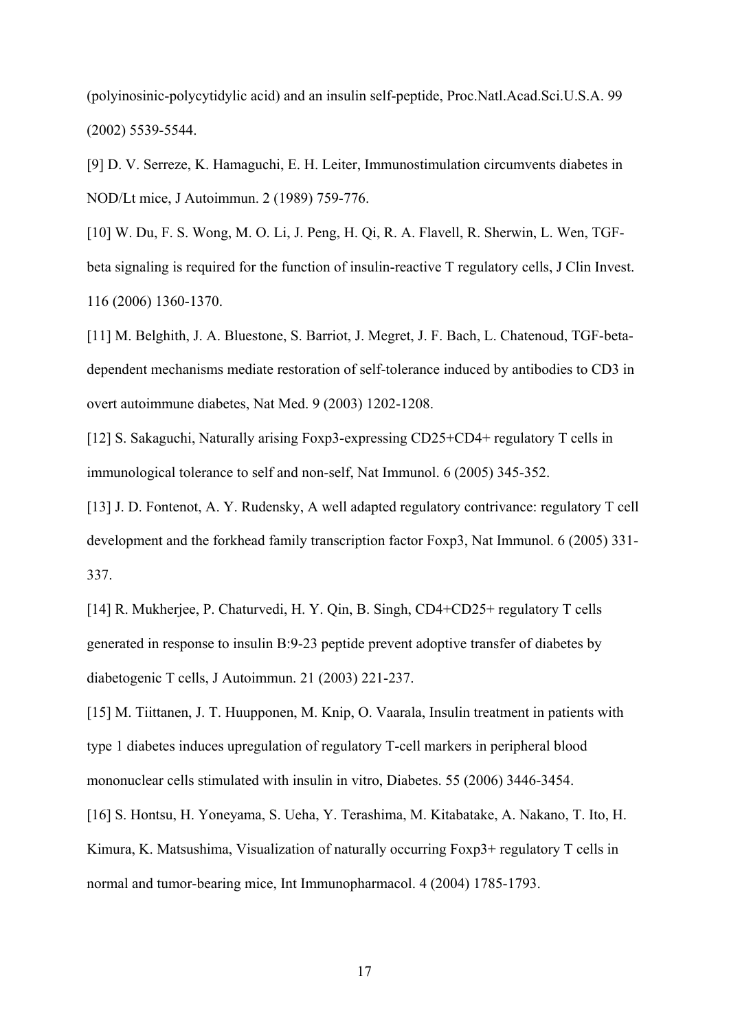(polyinosinic-polycytidylic acid) and an insulin self-peptide, Proc.Natl.Acad.Sci.U.S.A. 99 (2002) 5539-5544.

[9] D. V. Serreze, K. Hamaguchi, E. H. Leiter, Immunostimulation circumvents diabetes in NOD/Lt mice, J Autoimmun. 2 (1989) 759-776.

[10] W. Du, F. S. Wong, M. O. Li, J. Peng, H. Qi, R. A. Flavell, R. Sherwin, L. Wen, TGF-beta signaling is required for the function of insulin-reactive T regulatory cells, J Clin Invest. 116 (2006) 1360-1370.

[11] M. Belghith, J. A. Bluestone, S. Barriot, J. Megret, J. F. Bach, L. Chatenoud, TGF-beta-dependent mechanisms mediate restoration of self-tolerance induced by antibodies to CD3 in overt autoimmune diabetes, Nat Med. 9 (2003) 1202-1208.

[12] S. Sakaguchi, Naturally arising Foxp3-expressing CD25+CD4+ regulatory T cells in immunological tolerance to self and non-self, Nat Immunol. 6 (2005) 345-352.

[13] J. D. Fontenot, A. Y. Rudensky, A well adapted regulatory contrivance: regulatory T cell development and the forkhead family transcription factor Foxp3, Nat Immunol. 6 (2005) 331-337.

[14] R. Mukherjee, P. Chaturvedi, H. Y. Qin, B. Singh, CD4+CD25+ regulatory T cells generated in response to insulin B:9-23 peptide prevent adoptive transfer of diabetes by diabetogenic T cells, J Autoimmun. 21 (2003) 221-237.

[15] M. Tiittanen, J. T. Huupponen, M. Knip, O. Vaarala, Insulin treatment in patients with type 1 diabetes induces upregulation of regulatory T-cell markers in peripheral blood mononuclear cells stimulated with insulin in vitro, Diabetes. 55 (2006) 3446-3454.

[16] S. Hontsu, H. Yoneyama, S. Ueha, Y. Terashima, M. Kitabatake, A. Nakano, T. Ito, H. Kimura, K. Matsushima, Visualization of naturally occurring Foxp3+ regulatory T cells in normal and tumor-bearing mice, Int Immunopharmacol. 4 (2004) 1785-1793.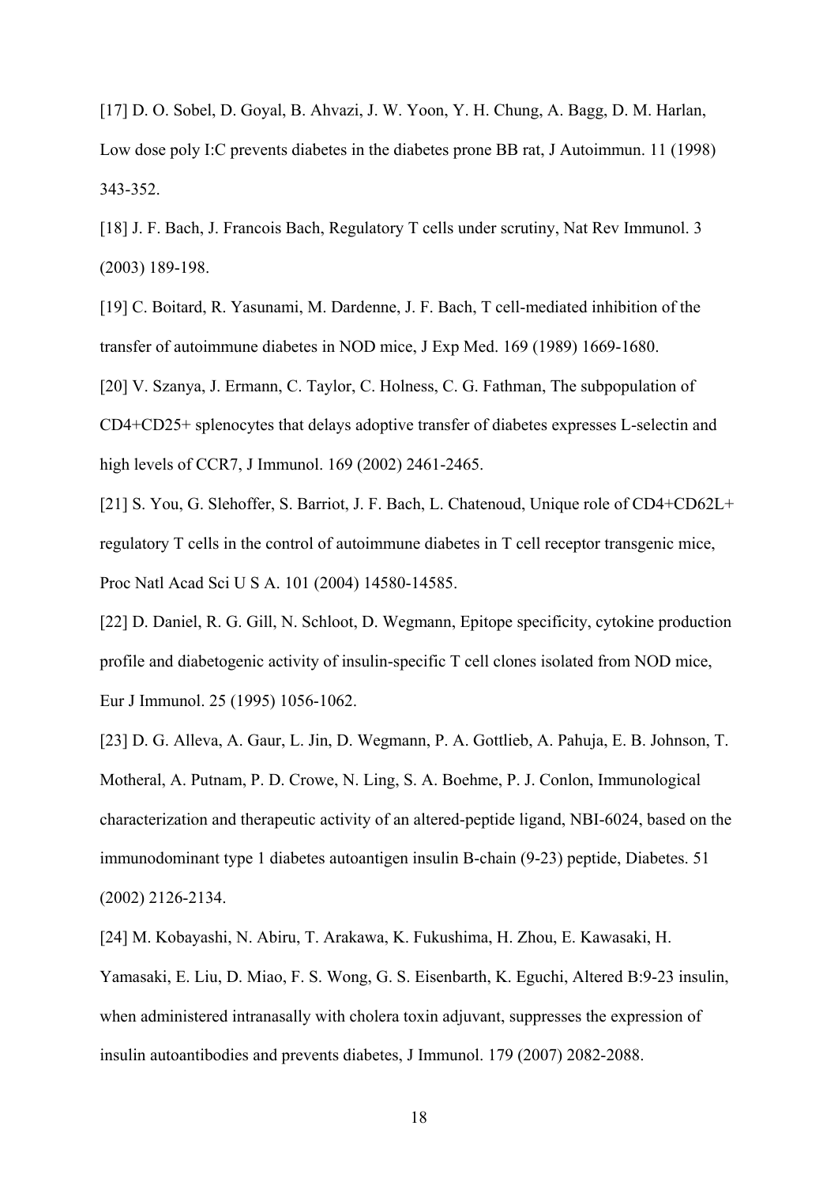[17] D. O. Sobel, D. Goyal, B. Ahvazi, J. W. Yoon, Y. H. Chung, A. Bagg, D. M. Harlan, Low dose poly I:C prevents diabetes in the diabetes prone BB rat, J Autoimmun. 11 (1998) 343-352.

[18] J. F. Bach, J. Francois Bach, Regulatory T cells under scrutiny, Nat Rev Immunol. 3 (2003) 189-198.

[19] C. Boitard, R. Yasunami, M. Dardenne, J. F. Bach, T cell-mediated inhibition of the transfer of autoimmune diabetes in NOD mice, J Exp Med. 169 (1989) 1669-1680.

[20] V. Szanya, J. Ermann, C. Taylor, C. Holness, C. G. Fathman, The subpopulation of CD4+CD25+ splenocytes that delays adoptive transfer of diabetes expresses L-selectin and high levels of CCR7, J Immunol. 169 (2002) 2461-2465.

[21] S. You, G. Slehoffer, S. Barriot, J. F. Bach, L. Chatenoud, Unique role of CD4+CD62L+ regulatory T cells in the control of autoimmune diabetes in T cell receptor transgenic mice, Proc Natl Acad Sci U S A. 101 (2004) 14580-14585.

[22] D. Daniel, R. G. Gill, N. Schloot, D. Wegmann, Epitope specificity, cytokine production profile and diabetogenic activity of insulin-specific T cell clones isolated from NOD mice, Eur J Immunol. 25 (1995) 1056-1062.

[23] D. G. Alleva, A. Gaur, L. Jin, D. Wegmann, P. A. Gottlieb, A. Pahuja, E. B. Johnson, T. Motheral, A. Putnam, P. D. Crowe, N. Ling, S. A. Boehme, P. J. Conlon, Immunological characterization and therapeutic activity of an altered-peptide ligand, NBI-6024, based on the immunodominant type 1 diabetes autoantigen insulin B-chain (9-23) peptide, Diabetes. 51 (2002) 2126-2134.

[24] M. Kobayashi, N. Abiru, T. Arakawa, K. Fukushima, H. Zhou, E. Kawasaki, H. Yamasaki, E. Liu, D. Miao, F. S. Wong, G. S. Eisenbarth, K. Eguchi, Altered B:9-23 insulin, when administered intranasally with cholera toxin adjuvant, suppresses the expression of insulin autoantibodies and prevents diabetes, J Immunol. 179 (2007) 2082-2088.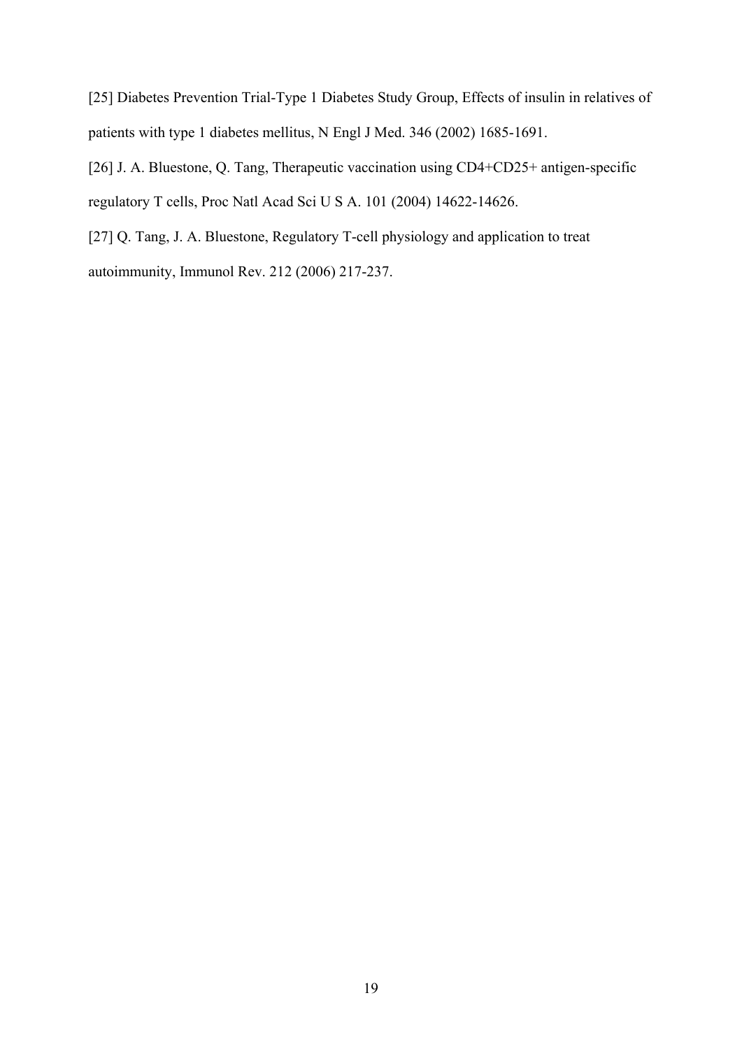[25] Diabetes Prevention Trial-Type 1 Diabetes Study Group, Effects of insulin in relatives of patients with type 1 diabetes mellitus, N Engl J Med. 346 (2002) 1685-1691.

[26] J. A. Bluestone, Q. Tang, Therapeutic vaccination using CD4+CD25+ antigen-specific regulatory T cells, Proc Natl Acad Sci U S A. 101 (2004) 14622-14626.

[27] Q. Tang, J. A. Bluestone, Regulatory T-cell physiology and application to treat autoimmunity, Immunol Rev. 212 (2006) 217-237.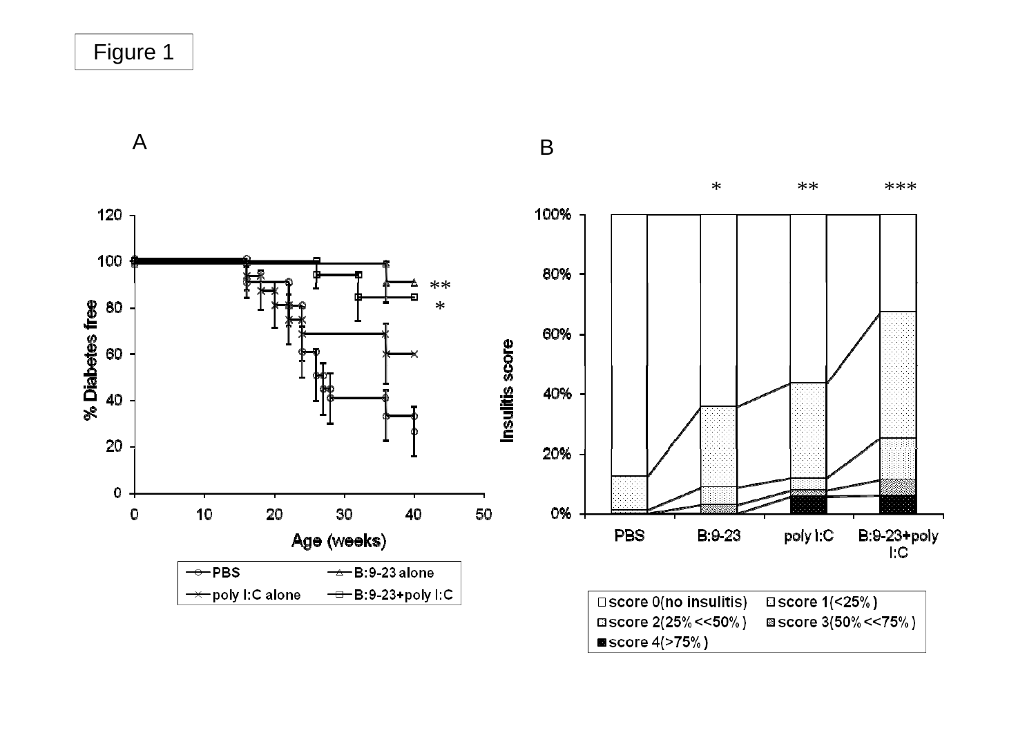Figure 1

A

B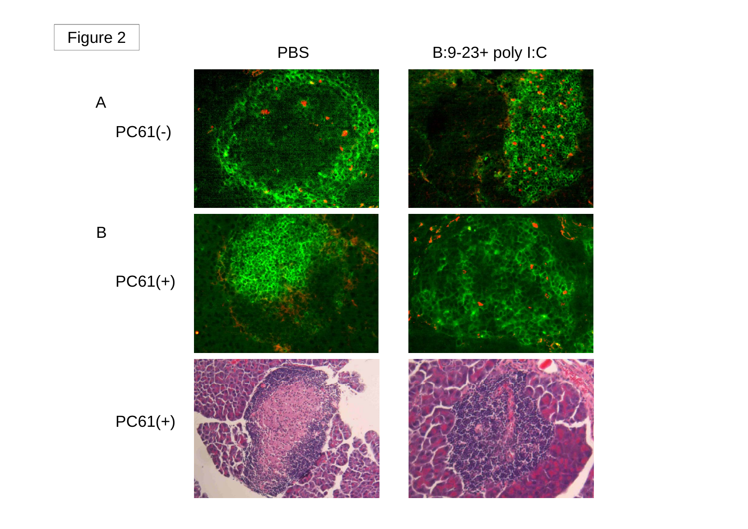Figure 2

| | PBS | B:9-23+ poly I:C |
|---|---|---|
| A PC61(-) | | |
| B PC61(+) | | |
| PC61(+) | | |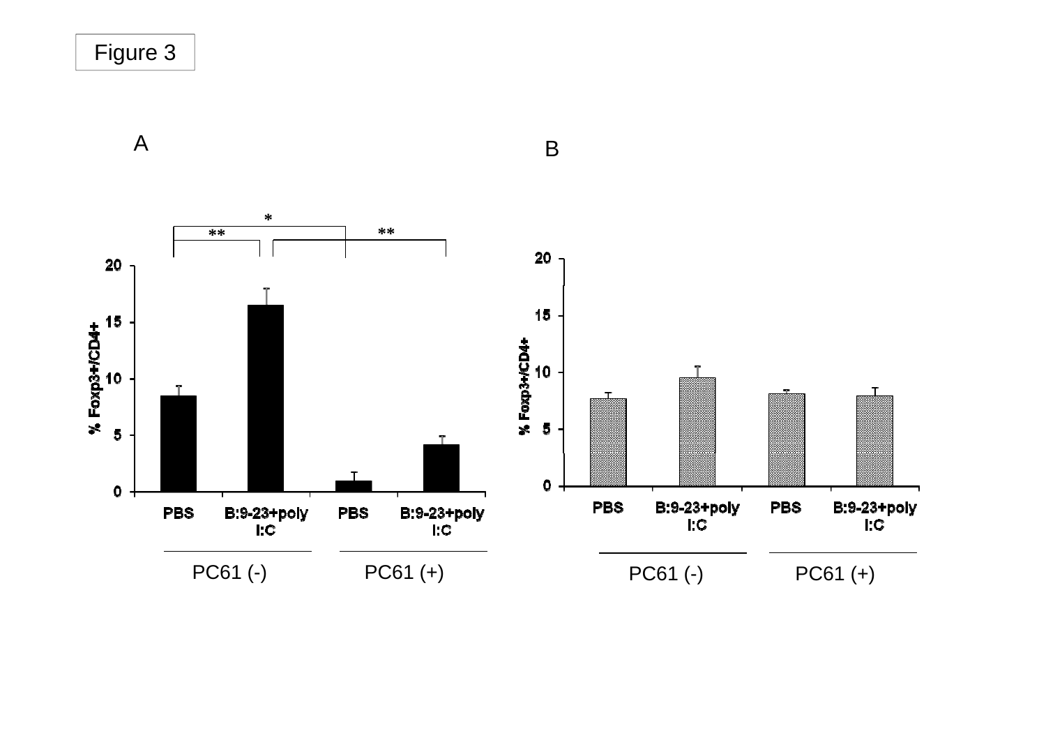Figure 3

A

B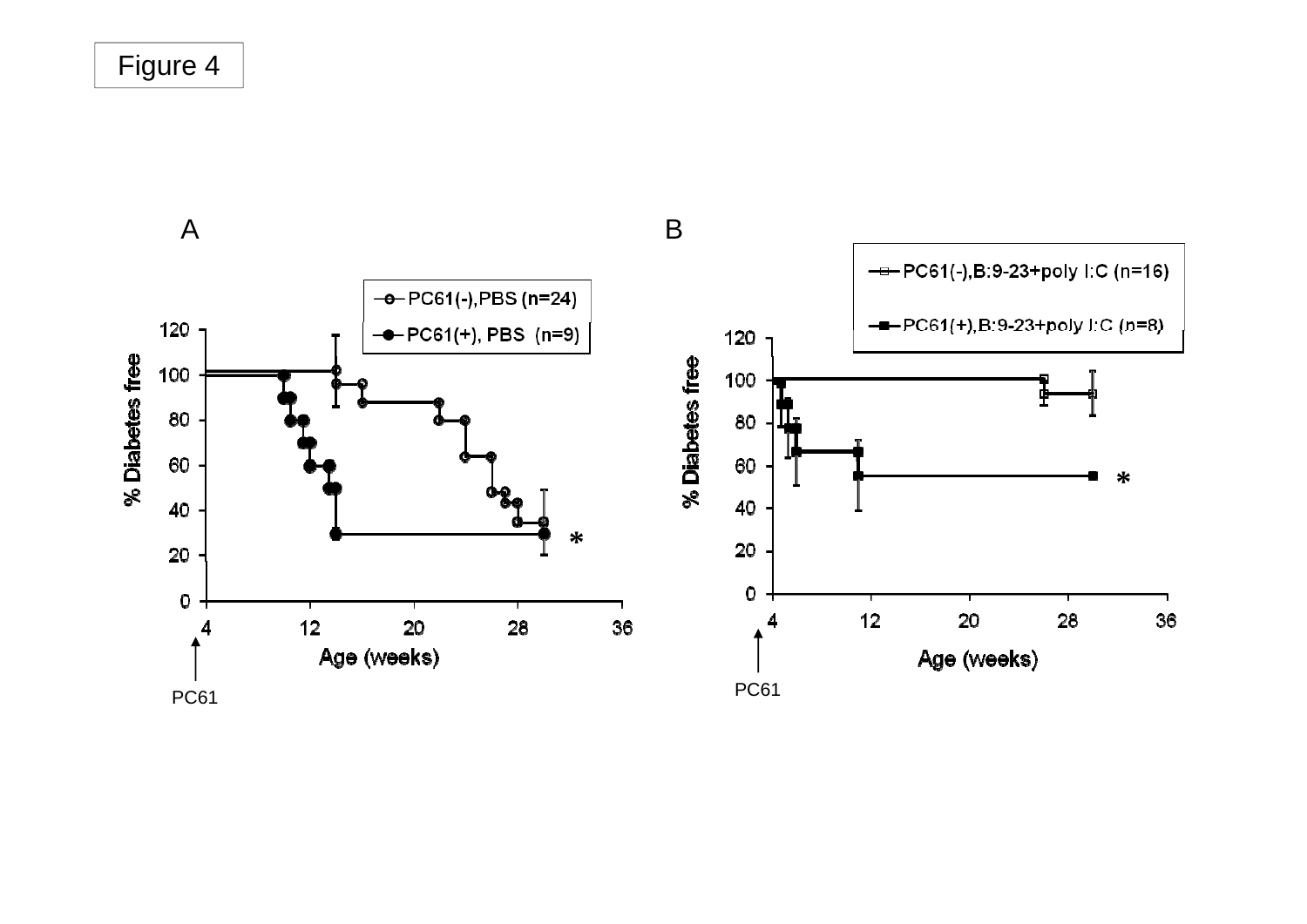Figure 4

A

PC61(-),PBS (n=24)
PC61(+), PBS (n=9)

% Diabetes free

120
100
80
60
40
20
0

4
12
20
28
36

Age (weeks)

*

PC61

B

PC61(-),B:9-23+poly I:C (n=16)
PC61(+),B:9-23+poly I:C (n=8)

% Diabetes free

120
100
80
60
40
20
0

4
12
20
28
36

Age (weeks)

*

PC61